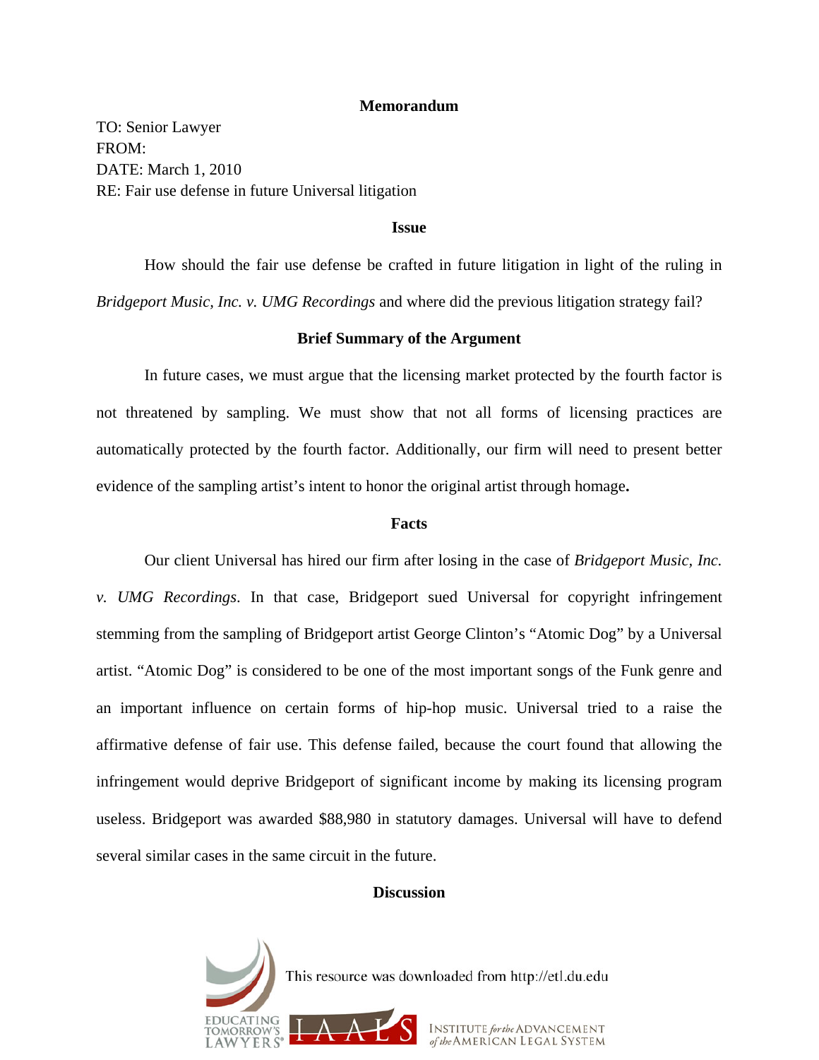# Memorandum

TO: Senior Lawyer
FROM:
DATE: March 1, 2010
RE: Fair use defense in future Universal litigation

## Issue

How should the fair use defense be crafted in future litigation in light of the ruling in *Bridgeport Music, Inc. v. UMG Recordings* and where did the previous litigation strategy fail?

## Brief Summary of the Argument

In future cases, we must argue that the licensing market protected by the fourth factor is not threatened by sampling. We must show that not all forms of licensing practices are automatically protected by the fourth factor. Additionally, our firm will need to present better evidence of the sampling artist's intent to honor the original artist through homage**.**

## Facts

Our client Universal has hired our firm after losing in the case of *Bridgeport Music, Inc. v. UMG Recordings*. In that case, Bridgeport sued Universal for copyright infringement stemming from the sampling of Bridgeport artist George Clinton's "Atomic Dog" by a Universal artist. "Atomic Dog" is considered to be one of the most important songs of the Funk genre and an important influence on certain forms of hip-hop music. Universal tried to a raise the affirmative defense of fair use. This defense failed, because the court found that allowing the infringement would deprive Bridgeport of significant income by making its licensing program useless. Bridgeport was awarded $88,980 in statutory damages. Universal will have to defend several similar cases in the same circuit in the future.

## Discussion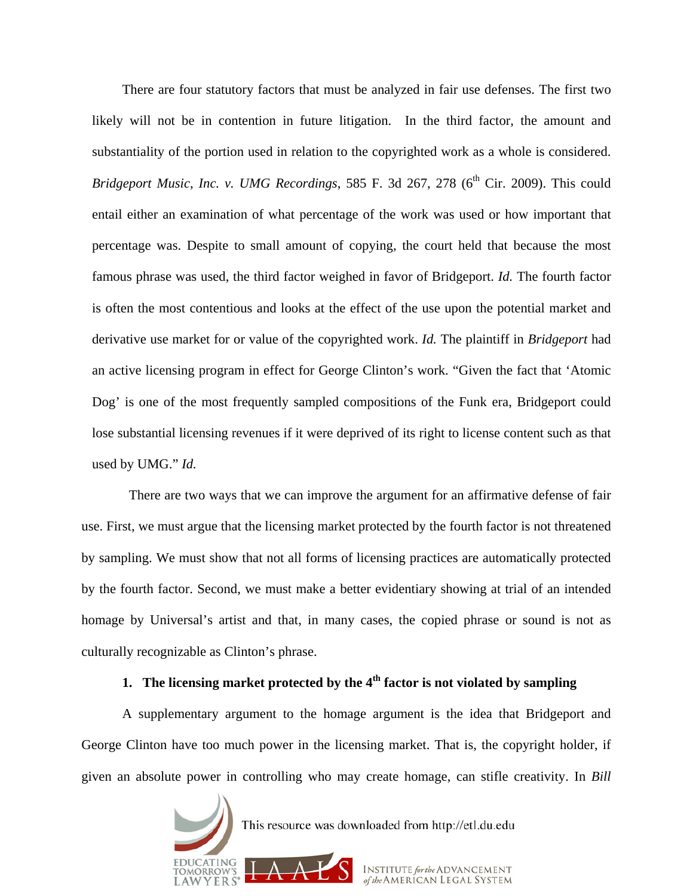There are four statutory factors that must be analyzed in fair use defenses. The first two likely will not be in contention in future litigation. In the third factor, the amount and substantiality of the portion used in relation to the copyrighted work as a whole is considered. *Bridgeport Music, Inc. v. UMG Recordings*, 585 F. 3d 267, 278 (6th Cir. 2009). This could entail either an examination of what percentage of the work was used or how important that percentage was. Despite to small amount of copying, the court held that because the most famous phrase was used, the third factor weighed in favor of Bridgeport. *Id.* The fourth factor is often the most contentious and looks at the effect of the use upon the potential market and derivative use market for or value of the copyrighted work. *Id.* The plaintiff in *Bridgeport* had an active licensing program in effect for George Clinton's work. "Given the fact that 'Atomic Dog' is one of the most frequently sampled compositions of the Funk era, Bridgeport could lose substantial licensing revenues if it were deprived of its right to license content such as that used by UMG." *Id.*

There are two ways that we can improve the argument for an affirmative defense of fair use. First, we must argue that the licensing market protected by the fourth factor is not threatened by sampling. We must show that not all forms of licensing practices are automatically protected by the fourth factor. Second, we must make a better evidentiary showing at trial of an intended homage by Universal's artist and that, in many cases, the copied phrase or sound is not as culturally recognizable as Clinton's phrase.

### 1. The licensing market protected by the 4th factor is not violated by sampling

A supplementary argument to the homage argument is the idea that Bridgeport and George Clinton have too much power in the licensing market. That is, the copyright holder, if given an absolute power in controlling who may create homage, can stifle creativity. In *Bill*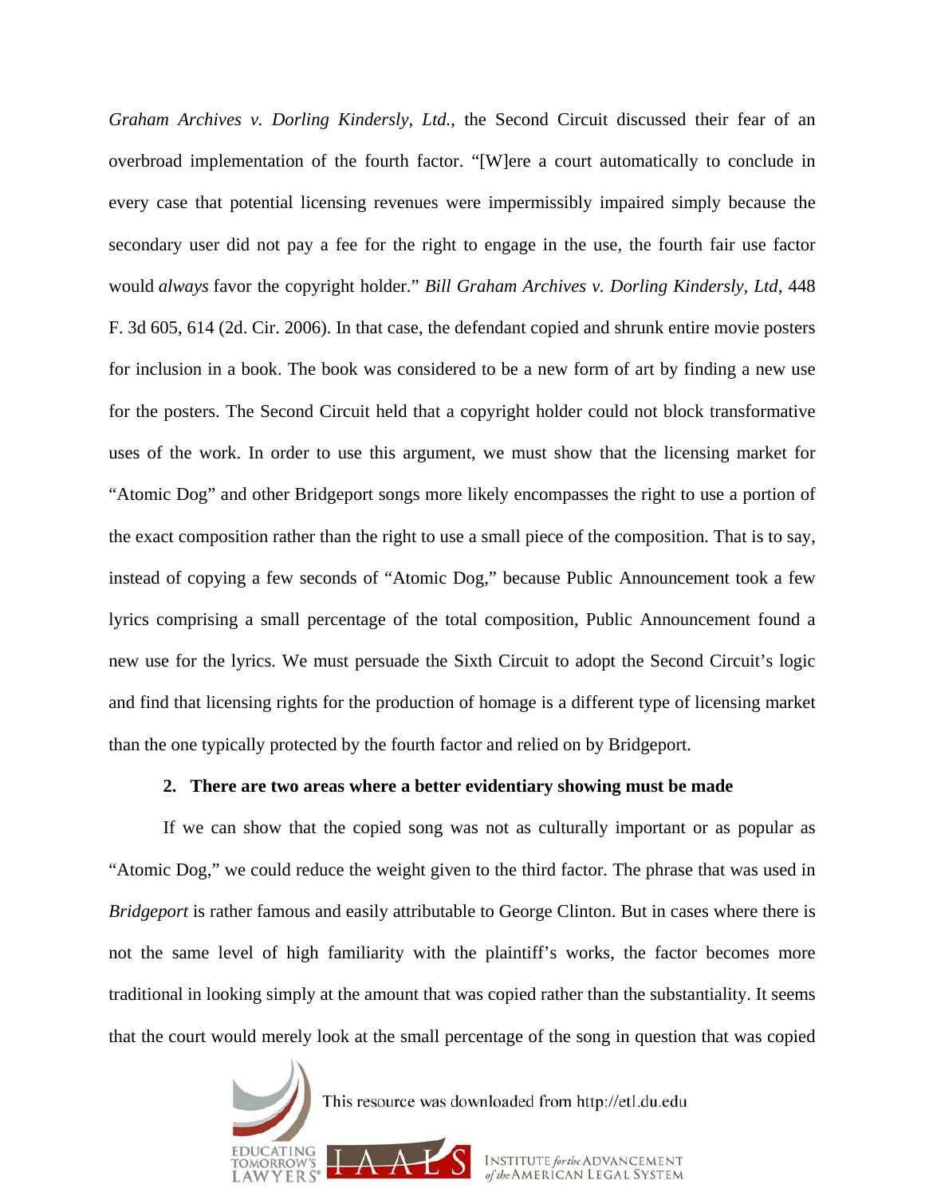*Graham Archives v. Dorling Kindersly, Ltd.*, the Second Circuit discussed their fear of an overbroad implementation of the fourth factor. "[W]ere a court automatically to conclude in every case that potential licensing revenues were impermissibly impaired simply because the secondary user did not pay a fee for the right to engage in the use, the fourth fair use factor would *always* favor the copyright holder." *Bill Graham Archives v. Dorling Kindersly, Ltd*, 448 F. 3d 605, 614 (2d. Cir. 2006). In that case, the defendant copied and shrunk entire movie posters for inclusion in a book. The book was considered to be a new form of art by finding a new use for the posters. The Second Circuit held that a copyright holder could not block transformative uses of the work. In order to use this argument, we must show that the licensing market for "Atomic Dog" and other Bridgeport songs more likely encompasses the right to use a portion of the exact composition rather than the right to use a small piece of the composition. That is to say, instead of copying a few seconds of "Atomic Dog," because Public Announcement took a few lyrics comprising a small percentage of the total composition, Public Announcement found a new use for the lyrics. We must persuade the Sixth Circuit to adopt the Second Circuit's logic and find that licensing rights for the production of homage is a different type of licensing market than the one typically protected by the fourth factor and relied on by Bridgeport.

**2. There are two areas where a better evidentiary showing must be made**

If we can show that the copied song was not as culturally important or as popular as "Atomic Dog," we could reduce the weight given to the third factor. The phrase that was used in *Bridgeport* is rather famous and easily attributable to George Clinton. But in cases where there is not the same level of high familiarity with the plaintiff's works, the factor becomes more traditional in looking simply at the amount that was copied rather than the substantiality. It seems that the court would merely look at the small percentage of the song in question that was copied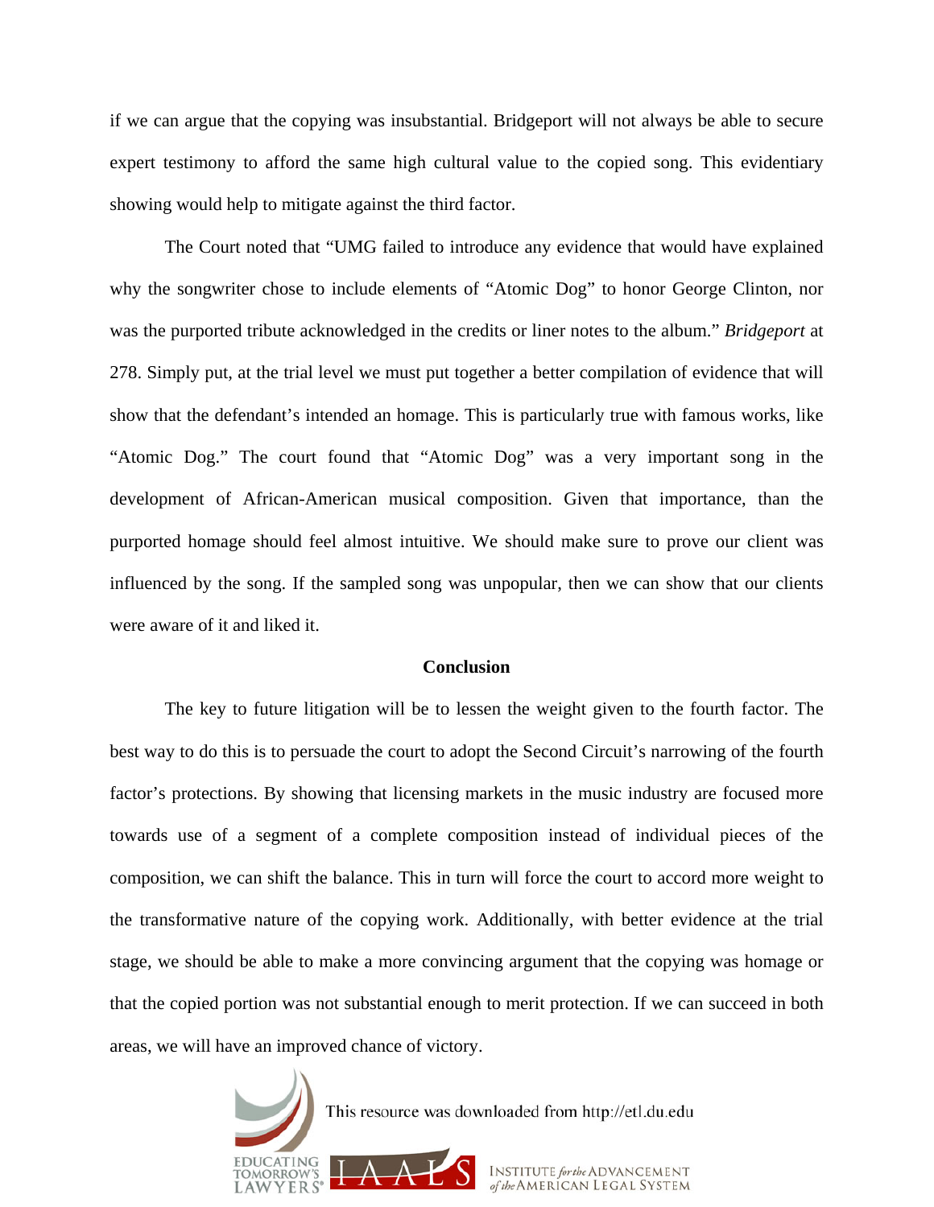if we can argue that the copying was insubstantial. Bridgeport will not always be able to secure expert testimony to afford the same high cultural value to the copied song. This evidentiary showing would help to mitigate against the third factor.

The Court noted that "UMG failed to introduce any evidence that would have explained why the songwriter chose to include elements of "Atomic Dog" to honor George Clinton, nor was the purported tribute acknowledged in the credits or liner notes to the album." *Bridgeport* at 278. Simply put, at the trial level we must put together a better compilation of evidence that will show that the defendant's intended an homage. This is particularly true with famous works, like "Atomic Dog." The court found that "Atomic Dog" was a very important song in the development of African-American musical composition. Given that importance, than the purported homage should feel almost intuitive. We should make sure to prove our client was influenced by the song. If the sampled song was unpopular, then we can show that our clients were aware of it and liked it.

**Conclusion**

The key to future litigation will be to lessen the weight given to the fourth factor. The best way to do this is to persuade the court to adopt the Second Circuit's narrowing of the fourth factor's protections. By showing that licensing markets in the music industry are focused more towards use of a segment of a complete composition instead of individual pieces of the composition, we can shift the balance. This in turn will force the court to accord more weight to the transformative nature of the copying work. Additionally, with better evidence at the trial stage, we should be able to make a more convincing argument that the copying was homage or that the copied portion was not substantial enough to merit protection. If we can succeed in both areas, we will have an improved chance of victory.

This resource was downloaded from http://etl.du.edu

EDUCATING TOMORROW'S LAWYERS® IAALS INSTITUTE *for the* ADVANCEMENT *of the* AMERICAN LEGAL SYSTEM